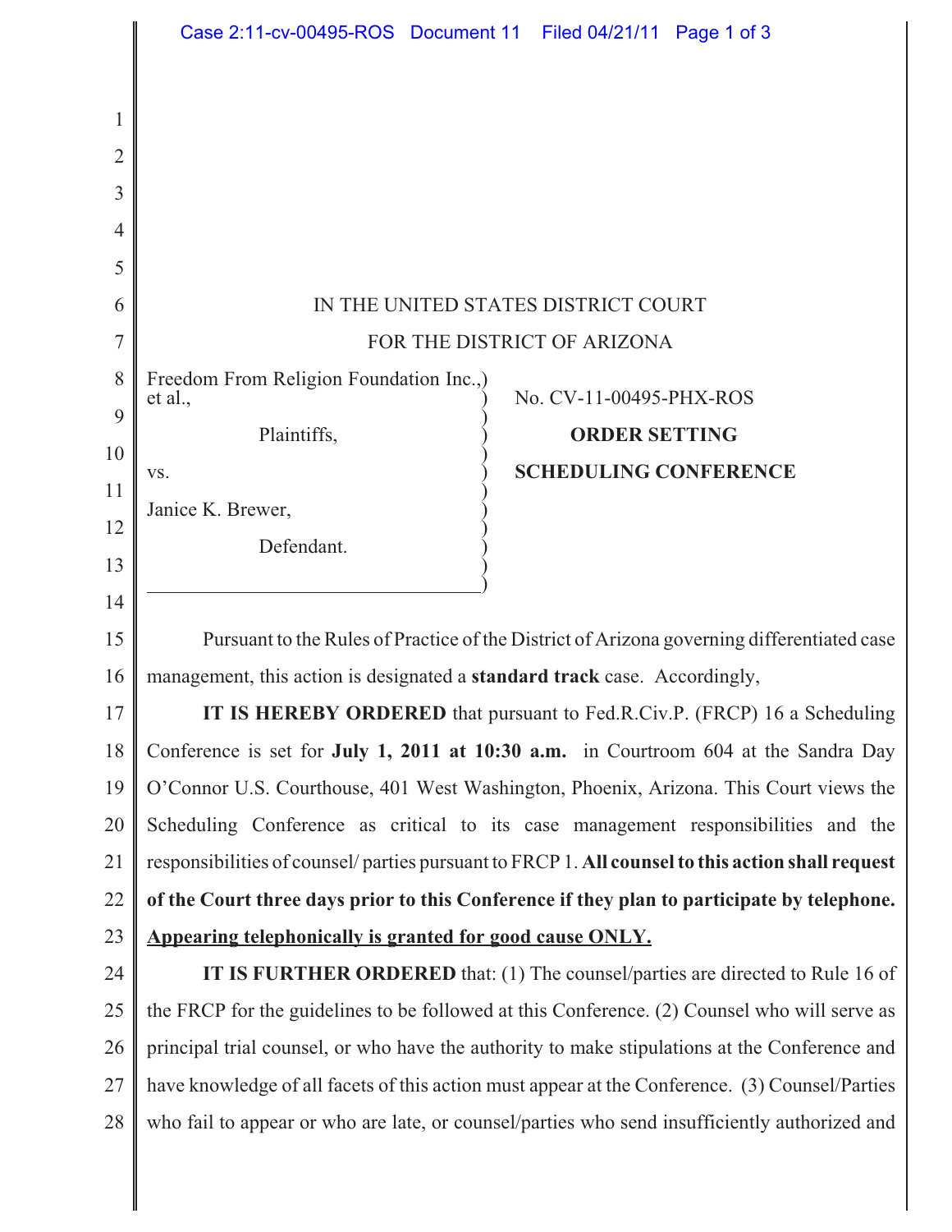IN THE UNITED STATES DISTRICT COURT

FOR THE DISTRICT OF ARIZONA

Freedom From Religion Foundation Inc., et al.,

Plaintiffs,

vs.

Janice K. Brewer,

Defendant.

No. CV-11-00495-PHX-ROS

**ORDER SETTING SCHEDULING CONFERENCE**

Pursuant to the Rules of Practice of the District of Arizona governing differentiated case management, this action is designated a **standard track** case. Accordingly,

**IT IS HEREBY ORDERED** that pursuant to Fed.R.Civ.P. (FRCP) 16 a Scheduling Conference is set for **July 1, 2011 at 10:30 a.m.** in Courtroom 604 at the Sandra Day O'Connor U.S. Courthouse, 401 West Washington, Phoenix, Arizona. This Court views the Scheduling Conference as critical to its case management responsibilities and the responsibilities of counsel/ parties pursuant to FRCP 1. **All counsel to this action shall request of the Court three days prior to this Conference if they plan to participate by telephone. <u>Appearing telephonically is granted for good cause ONLY.</u>**

**IT IS FURTHER ORDERED** that: (1) The counsel/parties are directed to Rule 16 of the FRCP for the guidelines to be followed at this Conference. (2) Counsel who will serve as principal trial counsel, or who have the authority to make stipulations at the Conference and have knowledge of all facets of this action must appear at the Conference. (3) Counsel/Parties who fail to appear or who are late, or counsel/parties who send insufficiently authorized and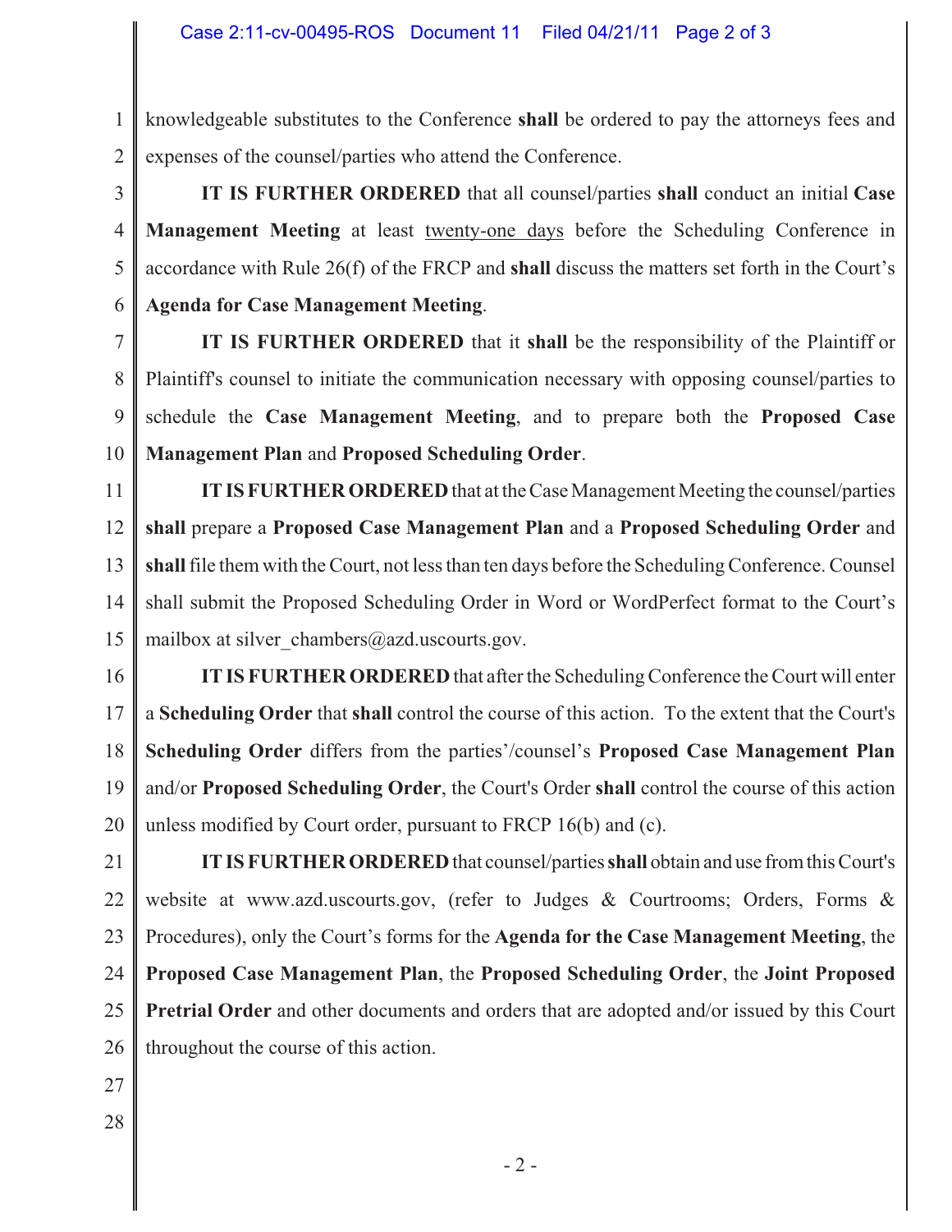knowledgeable substitutes to the Conference **shall** be ordered to pay the attorneys fees and expenses of the counsel/parties who attend the Conference.

**IT IS FURTHER ORDERED** that all counsel/parties **shall** conduct an initial **Case Management Meeting** at least twenty-one days before the Scheduling Conference in accordance with Rule 26(f) of the FRCP and **shall** discuss the matters set forth in the Court's **Agenda for Case Management Meeting**.

**IT IS FURTHER ORDERED** that it **shall** be the responsibility of the Plaintiff or Plaintiff's counsel to initiate the communication necessary with opposing counsel/parties to schedule the **Case Management Meeting**, and to prepare both the **Proposed Case Management Plan** and **Proposed Scheduling Order**.

**IT IS FURTHER ORDERED** that at the Case Management Meeting the counsel/parties **shall** prepare a **Proposed Case Management Plan** and a **Proposed Scheduling Order** and **shall** file them with the Court, not less than ten days before the Scheduling Conference. Counsel shall submit the Proposed Scheduling Order in Word or WordPerfect format to the Court's mailbox at silver_chambers@azd.uscourts.gov.

**IT IS FURTHER ORDERED** that after the Scheduling Conference the Court will enter a **Scheduling Order** that **shall** control the course of this action. To the extent that the Court's **Scheduling Order** differs from the parties'/counsel's **Proposed Case Management Plan** and/or **Proposed Scheduling Order**, the Court's Order **shall** control the course of this action unless modified by Court order, pursuant to FRCP 16(b) and (c).

**IT IS FURTHER ORDERED** that counsel/parties **shall** obtain and use from this Court's website at www.azd.uscourts.gov, (refer to Judges & Courtrooms; Orders, Forms & Procedures), only the Court's forms for the **Agenda for the Case Management Meeting**, the **Proposed Case Management Plan**, the **Proposed Scheduling Order**, the **Joint Proposed Pretrial Order** and other documents and orders that are adopted and/or issued by this Court throughout the course of this action.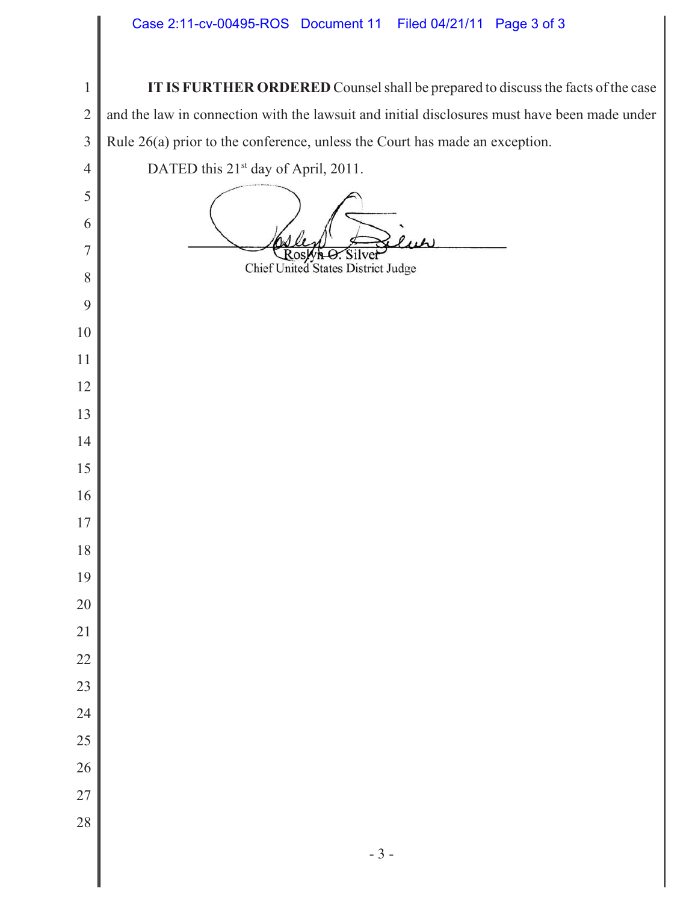**IT IS FURTHER ORDERED** Counsel shall be prepared to discuss the facts of the case and the law in connection with the lawsuit and initial disclosures must have been made under Rule 26(a) prior to the conference, unless the Court has made an exception.

DATED this 21st day of April, 2011.

Roslyn O. Silver
Chief United States District Judge